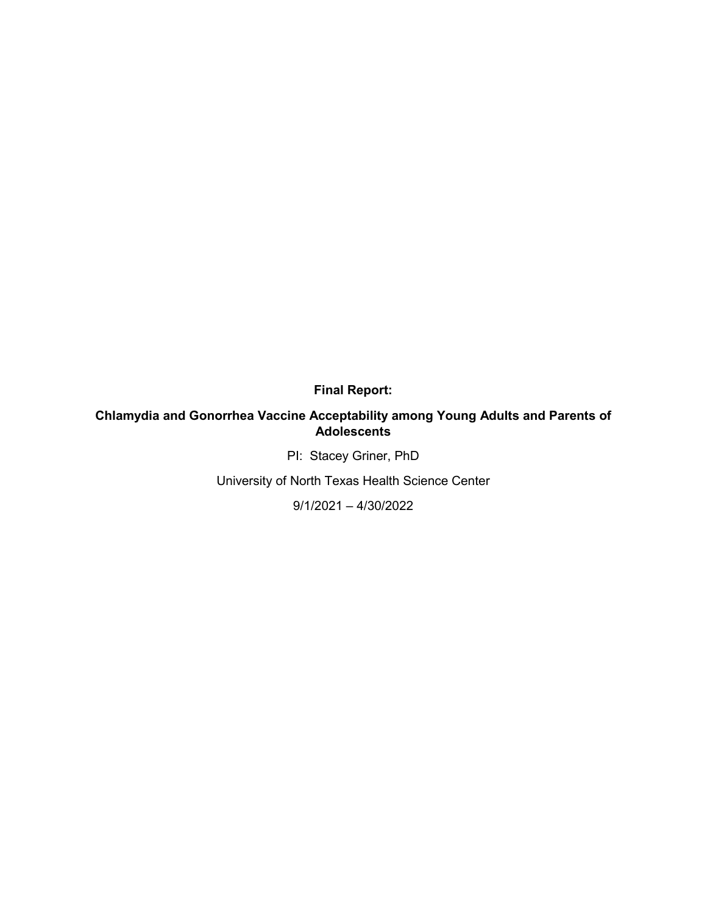**Final Report:**

**Chlamydia and Gonorrhea Vaccine Acceptability among Young Adults and Parents of Adolescents**

PI: Stacey Griner, PhD

University of North Texas Health Science Center

9/1/2021 – 4/30/2022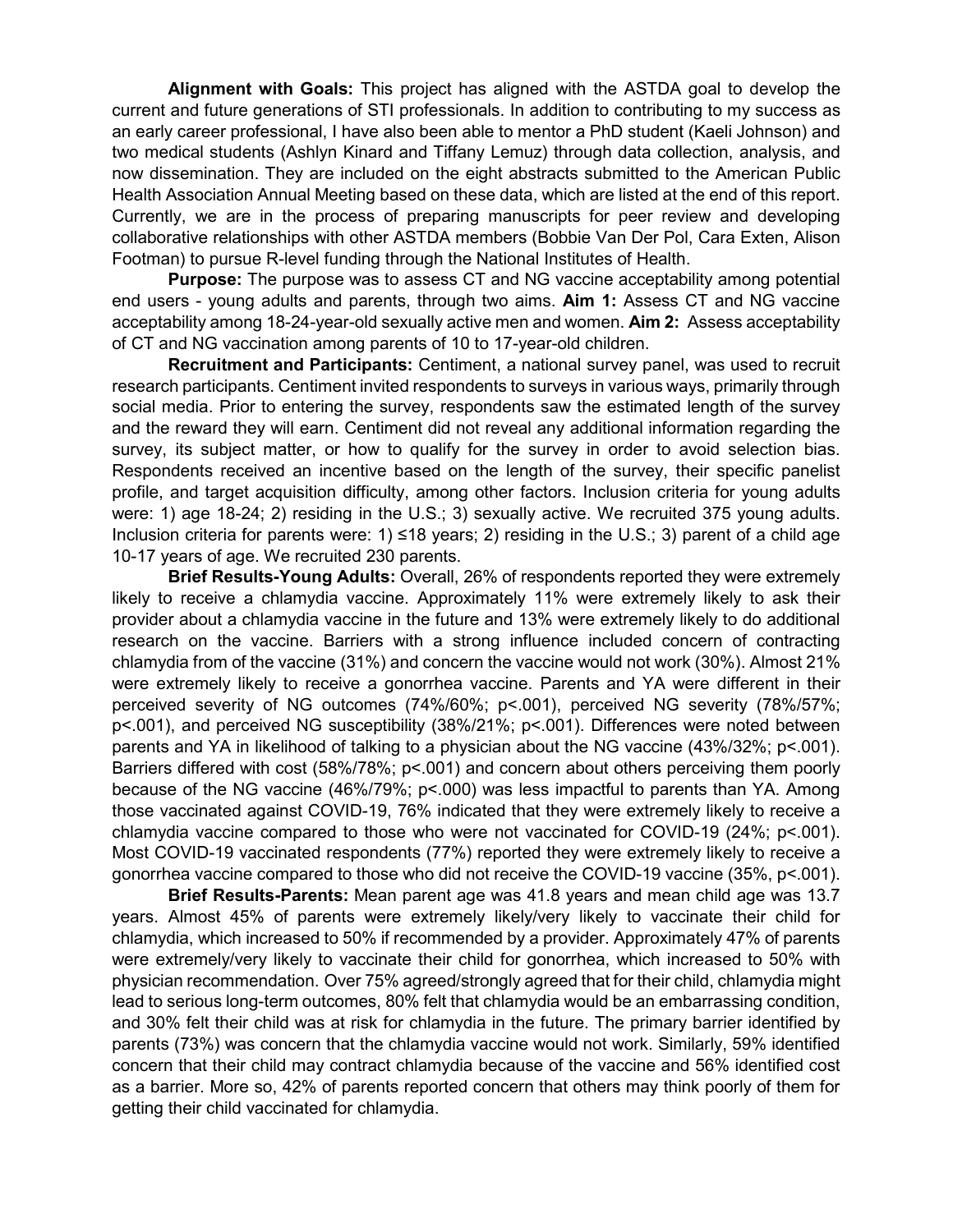**Alignment with Goals:** This project has aligned with the ASTDA goal to develop the current and future generations of STI professionals. In addition to contributing to my success as an early career professional, I have also been able to mentor a PhD student (Kaeli Johnson) and two medical students (Ashlyn Kinard and Tiffany Lemuz) through data collection, analysis, and now dissemination. They are included on the eight abstracts submitted to the American Public Health Association Annual Meeting based on these data, which are listed at the end of this report. Currently, we are in the process of preparing manuscripts for peer review and developing collaborative relationships with other ASTDA members (Bobbie Van Der Pol, Cara Exten, Alison Footman) to pursue R-level funding through the National Institutes of Health.

**Purpose:** The purpose was to assess CT and NG vaccine acceptability among potential end users - young adults and parents, through two aims. **Aim 1:** Assess CT and NG vaccine acceptability among 18-24-year-old sexually active men and women. **Aim 2:** Assess acceptability of CT and NG vaccination among parents of 10 to 17-year-old children.

**Recruitment and Participants:** Centiment, a national survey panel, was used to recruit research participants. Centiment invited respondents to surveys in various ways, primarily through social media. Prior to entering the survey, respondents saw the estimated length of the survey and the reward they will earn. Centiment did not reveal any additional information regarding the survey, its subject matter, or how to qualify for the survey in order to avoid selection bias. Respondents received an incentive based on the length of the survey, their specific panelist profile, and target acquisition difficulty, among other factors. Inclusion criteria for young adults were: 1) age 18-24; 2) residing in the U.S.; 3) sexually active. We recruited 375 young adults. Inclusion criteria for parents were: 1) ≤18 years; 2) residing in the U.S.; 3) parent of a child age 10-17 years of age. We recruited 230 parents.

**Brief Results-Young Adults:** Overall, 26% of respondents reported they were extremely likely to receive a chlamydia vaccine. Approximately 11% were extremely likely to ask their provider about a chlamydia vaccine in the future and 13% were extremely likely to do additional research on the vaccine. Barriers with a strong influence included concern of contracting chlamydia from of the vaccine (31%) and concern the vaccine would not work (30%). Almost 21% were extremely likely to receive a gonorrhea vaccine. Parents and YA were different in their perceived severity of NG outcomes (74%/60%; p<.001), perceived NG severity (78%/57%; p<.001), and perceived NG susceptibility (38%/21%; p<.001). Differences were noted between parents and YA in likelihood of talking to a physician about the NG vaccine (43%/32%; p<.001). Barriers differed with cost (58%/78%; p<.001) and concern about others perceiving them poorly because of the NG vaccine (46%/79%; p<.000) was less impactful to parents than YA. Among those vaccinated against COVID-19, 76% indicated that they were extremely likely to receive a chlamydia vaccine compared to those who were not vaccinated for COVID-19 (24%; p<.001). Most COVID-19 vaccinated respondents (77%) reported they were extremely likely to receive a gonorrhea vaccine compared to those who did not receive the COVID-19 vaccine (35%, p<.001).

**Brief Results-Parents:** Mean parent age was 41.8 years and mean child age was 13.7 years. Almost 45% of parents were extremely likely/very likely to vaccinate their child for chlamydia, which increased to 50% if recommended by a provider. Approximately 47% of parents were extremely/very likely to vaccinate their child for gonorrhea, which increased to 50% with physician recommendation. Over 75% agreed/strongly agreed that for their child, chlamydia might lead to serious long-term outcomes, 80% felt that chlamydia would be an embarrassing condition, and 30% felt their child was at risk for chlamydia in the future. The primary barrier identified by parents (73%) was concern that the chlamydia vaccine would not work. Similarly, 59% identified concern that their child may contract chlamydia because of the vaccine and 56% identified cost as a barrier. More so, 42% of parents reported concern that others may think poorly of them for getting their child vaccinated for chlamydia.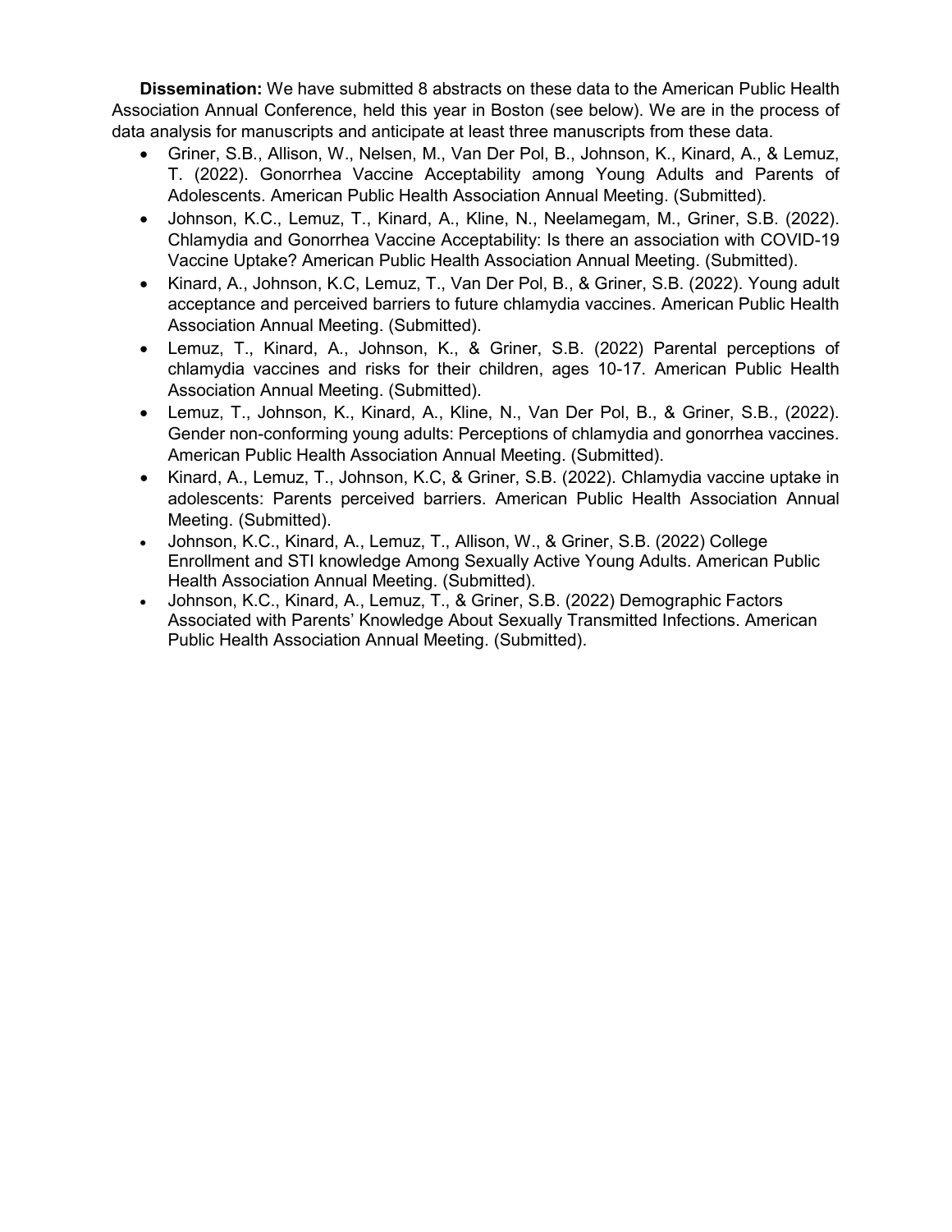**Dissemination:** We have submitted 8 abstracts on these data to the American Public Health Association Annual Conference, held this year in Boston (see below). We are in the process of data analysis for manuscripts and anticipate at least three manuscripts from these data.

- Griner, S.B., Allison, W., Nelsen, M., Van Der Pol, B., Johnson, K., Kinard, A., & Lemuz, T. (2022). Gonorrhea Vaccine Acceptability among Young Adults and Parents of Adolescents. American Public Health Association Annual Meeting. (Submitted).
- Johnson, K.C., Lemuz, T., Kinard, A., Kline, N., Neelamegam, M., Griner, S.B. (2022). Chlamydia and Gonorrhea Vaccine Acceptability: Is there an association with COVID-19 Vaccine Uptake? American Public Health Association Annual Meeting. (Submitted).
- Kinard, A., Johnson, K.C, Lemuz, T., Van Der Pol, B., & Griner, S.B. (2022). Young adult acceptance and perceived barriers to future chlamydia vaccines. American Public Health Association Annual Meeting. (Submitted).
- Lemuz, T., Kinard, A., Johnson, K., & Griner, S.B. (2022) Parental perceptions of chlamydia vaccines and risks for their children, ages 10-17. American Public Health Association Annual Meeting. (Submitted).
- Lemuz, T., Johnson, K., Kinard, A., Kline, N., Van Der Pol, B., & Griner, S.B., (2022). Gender non-conforming young adults: Perceptions of chlamydia and gonorrhea vaccines. American Public Health Association Annual Meeting. (Submitted).
- Kinard, A., Lemuz, T., Johnson, K.C, & Griner, S.B. (2022). Chlamydia vaccine uptake in adolescents: Parents perceived barriers. American Public Health Association Annual Meeting. (Submitted).
- Johnson, K.C., Kinard, A., Lemuz, T., Allison, W., & Griner, S.B. (2022) College Enrollment and STI knowledge Among Sexually Active Young Adults. American Public Health Association Annual Meeting. (Submitted).
- Johnson, K.C., Kinard, A., Lemuz, T., & Griner, S.B. (2022) Demographic Factors Associated with Parents' Knowledge About Sexually Transmitted Infections. American Public Health Association Annual Meeting. (Submitted).